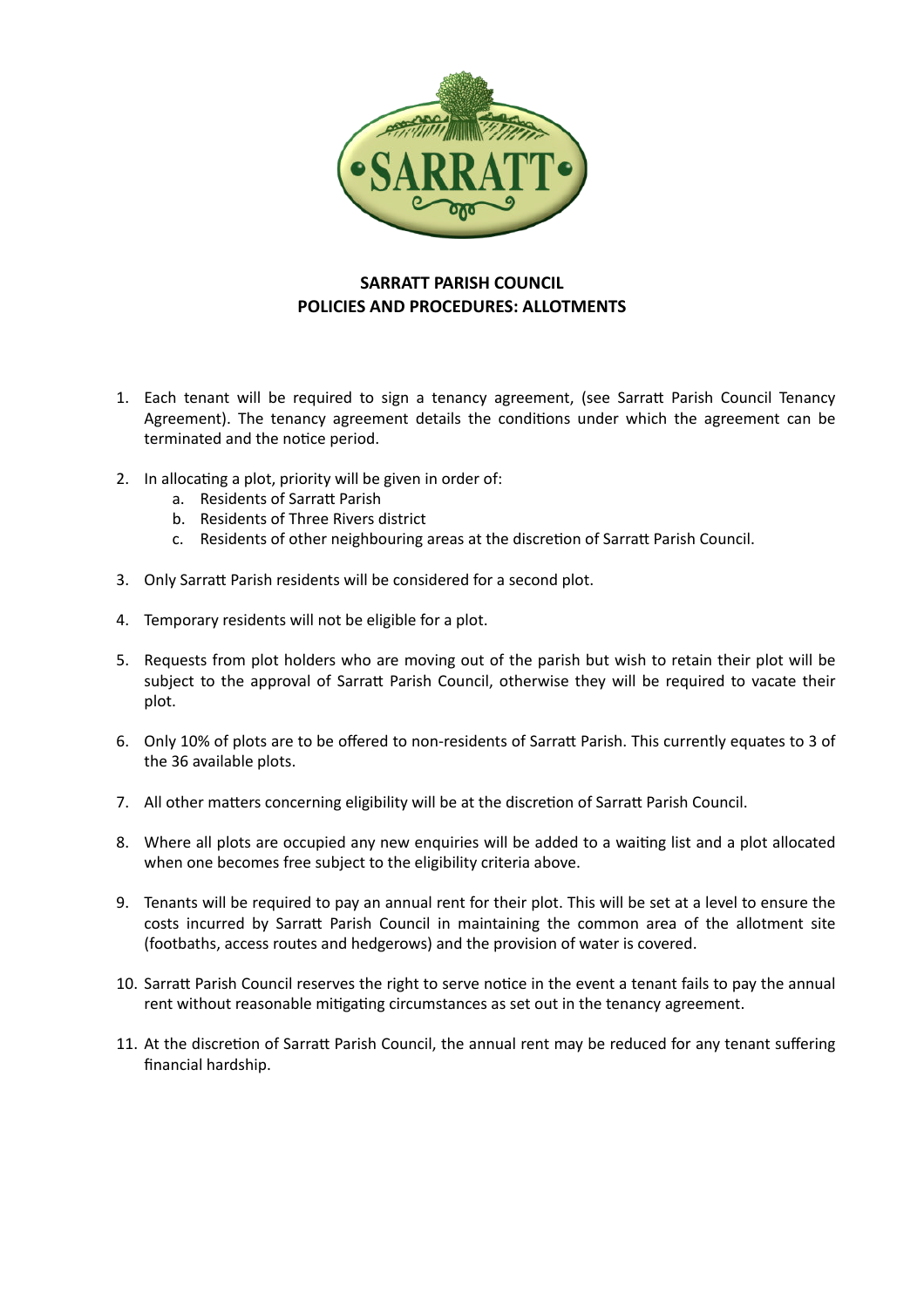**SARRATT PARISH COUNCIL**
**POLICIES AND PROCEDURES: ALLOTMENTS**

1. Each tenant will be required to sign a tenancy agreement, (see Sarratt Parish Council Tenancy Agreement). The tenancy agreement details the conditions under which the agreement can be terminated and the notice period.

2. In allocating a plot, priority will be given in order of:
   a. Residents of Sarratt Parish
   b. Residents of Three Rivers district
   c. Residents of other neighbouring areas at the discretion of Sarratt Parish Council.

3. Only Sarratt Parish residents will be considered for a second plot.

4. Temporary residents will not be eligible for a plot.

5. Requests from plot holders who are moving out of the parish but wish to retain their plot will be subject to the approval of Sarratt Parish Council, otherwise they will be required to vacate their plot.

6. Only 10% of plots are to be offered to non-residents of Sarratt Parish. This currently equates to 3 of the 36 available plots.

7. All other matters concerning eligibility will be at the discretion of Sarratt Parish Council.

8. Where all plots are occupied any new enquiries will be added to a waiting list and a plot allocated when one becomes free subject to the eligibility criteria above.

9. Tenants will be required to pay an annual rent for their plot. This will be set at a level to ensure the costs incurred by Sarratt Parish Council in maintaining the common area of the allotment site (footbaths, access routes and hedgerows) and the provision of water is covered.

10. Sarratt Parish Council reserves the right to serve notice in the event a tenant fails to pay the annual rent without reasonable mitigating circumstances as set out in the tenancy agreement.

11. At the discretion of Sarratt Parish Council, the annual rent may be reduced for any tenant suffering financial hardship.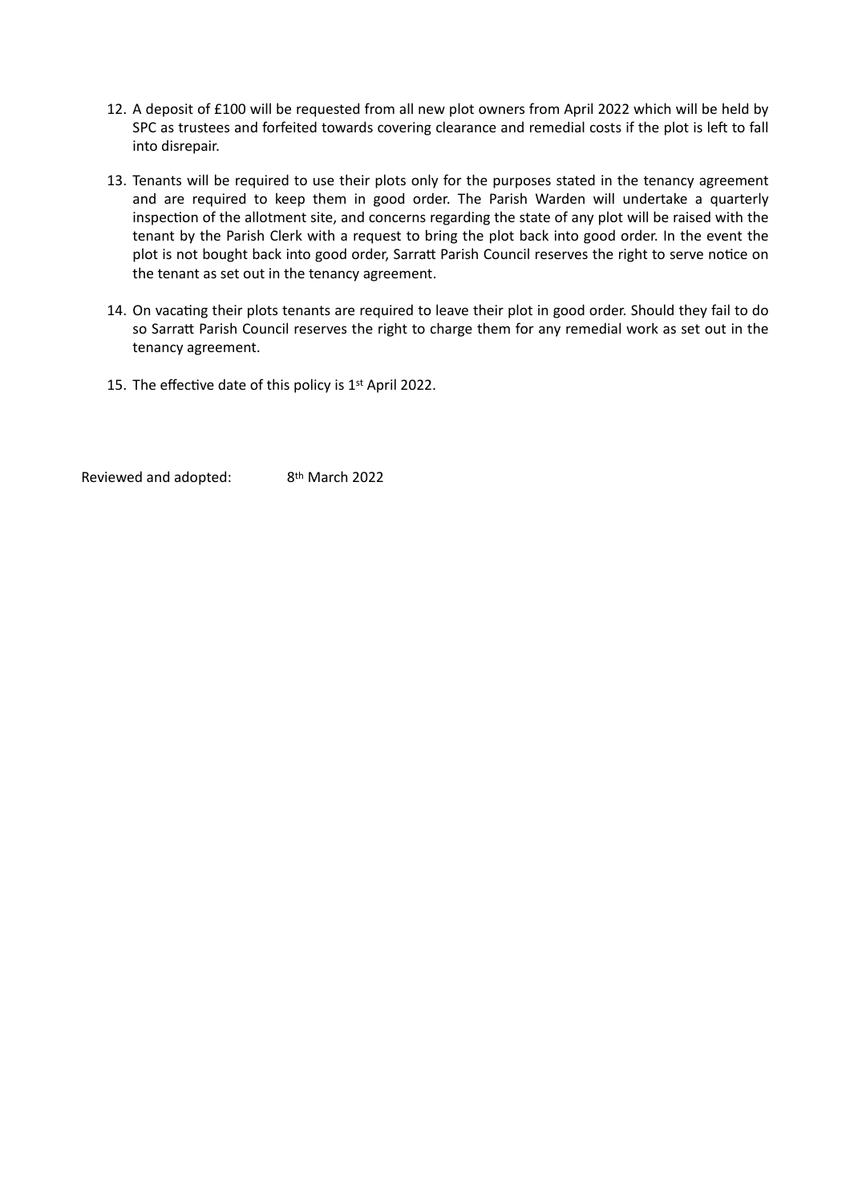12. A deposit of £100 will be requested from all new plot owners from April 2022 which will be held by SPC as trustees and forfeited towards covering clearance and remedial costs if the plot is left to fall into disrepair.

13. Tenants will be required to use their plots only for the purposes stated in the tenancy agreement and are required to keep them in good order. The Parish Warden will undertake a quarterly inspection of the allotment site, and concerns regarding the state of any plot will be raised with the tenant by the Parish Clerk with a request to bring the plot back into good order. In the event the plot is not bought back into good order, Sarratt Parish Council reserves the right to serve notice on the tenant as set out in the tenancy agreement.

14. On vacating their plots tenants are required to leave their plot in good order. Should they fail to do so Sarratt Parish Council reserves the right to charge them for any remedial work as set out in the tenancy agreement.

15. The effective date of this policy is 1st April 2022.

Reviewed and adopted: 8th March 2022